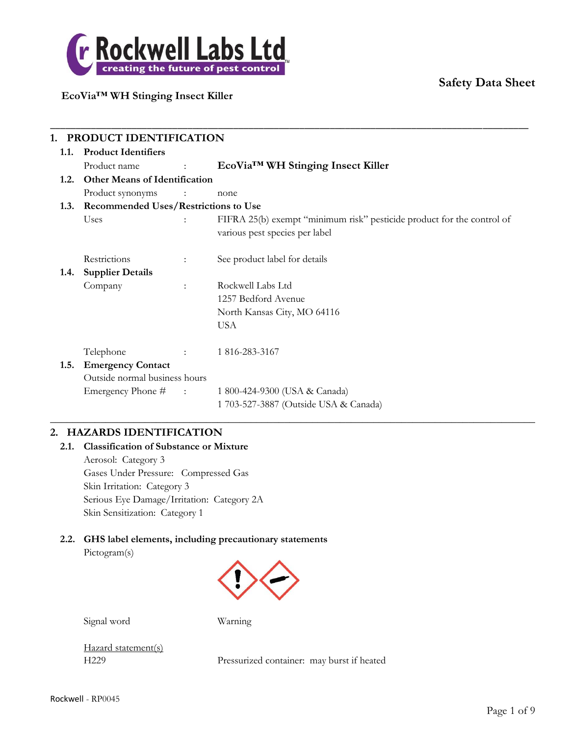**Rockwell Labs Ltd**
creating the future of pest control

**Safety Data Sheet**

**EcoVia™ WH Stinging Insect Killer**

---

## 1. PRODUCT IDENTIFICATION

### 1.1. Product Identifiers

Product name : **EcoVia™ WH Stinging Insect Killer**

### 1.2. Other Means of Identification

Product synonyms : none

### 1.3. Recommended Uses/Restrictions to Use

Uses : FIFRA 25(b) exempt "minimum risk" pesticide product for the control of various pest species per label

Restrictions : See product label for details

### 1.4. Supplier Details

Company : Rockwell Labs Ltd
1257 Bedford Avenue
North Kansas City, MO 64116
USA

Telephone : 1 816-283-3167

### 1.5. Emergency Contact

Outside normal business hours

Emergency Phone # : 1 800-424-9300 (USA & Canada)
1 703-527-3887 (Outside USA & Canada)

---

## 2. HAZARDS IDENTIFICATION

### 2.1. Classification of Substance or Mixture

Aerosol: Category 3
Gases Under Pressure: Compressed Gas
Skin Irritation: Category 3
Serious Eye Damage/Irritation: Category 2A
Skin Sensitization: Category 1

### 2.2. GHS label elements, including precautionary statements

Pictogram(s)

Signal word Warning

Hazard statement(s)

H229 Pressurized container: may burst if heated

Rockwell - RP0045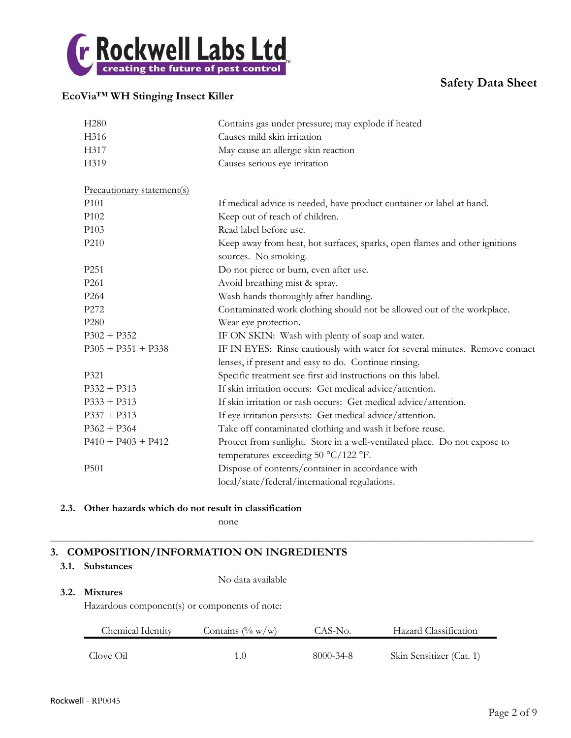| | |
|---|---|
| H280 | Contains gas under pressure; may explode if heated |
| H316 | Causes mild skin irritation |
| H317 | May cause an allergic skin reaction |
| H319 | Causes serious eye irritation |

Precautionary statement(s)

| | |
|---|---|
| P101 | If medical advice is needed, have product container or label at hand. |
| P102 | Keep out of reach of children. |
| P103 | Read label before use. |
| P210 | Keep away from heat, hot surfaces, sparks, open flames and other ignitions sources. No smoking. |
| P251 | Do not pierce or burn, even after use. |
| P261 | Avoid breathing mist & spray. |
| P264 | Wash hands thoroughly after handling. |
| P272 | Contaminated work clothing should not be allowed out of the workplace. |
| P280 | Wear eye protection. |
| P302 + P352 | IF ON SKIN: Wash with plenty of soap and water. |
| P305 + P351 + P338 | IF IN EYES: Rinse cautiously with water for several minutes. Remove contact lenses, if present and easy to do. Continue rinsing. |
| P321 | Specific treatment see first aid instructions on this label. |
| P332 + P313 | If skin irritation occurs: Get medical advice/attention. |
| P333 + P313 | If skin irritation or rash occurs: Get medical advice/attention. |
| P337 + P313 | If eye irritation persists: Get medical advice/attention. |
| P362 + P364 | Take off contaminated clothing and wash it before reuse. |
| P410 + P403 + P412 | Protect from sunlight. Store in a well-ventilated place. Do not expose to temperatures exceeding 50 °C/122 °F. |
| P501 | Dispose of contents/container in accordance with local/state/federal/international regulations. |

### 2.3. Other hazards which do not result in classification

none

## 3. COMPOSITION/INFORMATION ON INGREDIENTS

### 3.1. Substances

No data available

### 3.2. Mixtures

Hazardous component(s) or components of note:

| Chemical Identity | Contains (% w/w) | CAS-No. | Hazard Classification |
|---|---|---|---|
| Clove Oil | 1.0 | 8000-34-8 | Skin Sensitizer (Cat. 1) |

Rockwell - RP0045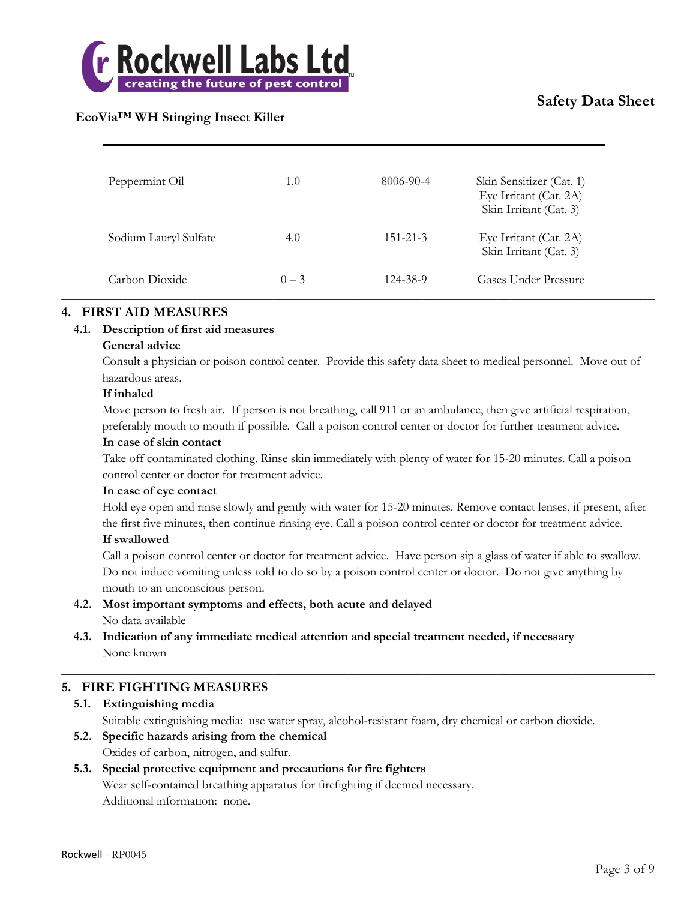| Peppermint Oil | 1.0 | 8006-90-4 | Skin Sensitizer (Cat. 1)<br>Eye Irritant (Cat. 2A)<br>Skin Irritant (Cat. 3) |
|---|---|---|---|
| Sodium Lauryl Sulfate | 4.0 | 151-21-3 | Eye Irritant (Cat. 2A)<br>Skin Irritant (Cat. 3) |
| Carbon Dioxide | 0 – 3 | 124-38-9 | Gases Under Pressure |

## 4. FIRST AID MEASURES

### 4.1. Description of first aid measures

**General advice**

Consult a physician or poison control center. Provide this safety data sheet to medical personnel. Move out of hazardous areas.

**If inhaled**

Move person to fresh air. If person is not breathing, call 911 or an ambulance, then give artificial respiration, preferably mouth to mouth if possible. Call a poison control center or doctor for further treatment advice.

**In case of skin contact**

Take off contaminated clothing. Rinse skin immediately with plenty of water for 15-20 minutes. Call a poison control center or doctor for treatment advice.

**In case of eye contact**

Hold eye open and rinse slowly and gently with water for 15-20 minutes. Remove contact lenses, if present, after the first five minutes, then continue rinsing eye. Call a poison control center or doctor for treatment advice.

**If swallowed**

Call a poison control center or doctor for treatment advice. Have person sip a glass of water if able to swallow. Do not induce vomiting unless told to do so by a poison control center or doctor. Do not give anything by mouth to an unconscious person.

### 4.2. Most important symptoms and effects, both acute and delayed

No data available

### 4.3. Indication of any immediate medical attention and special treatment needed, if necessary

None known

## 5. FIRE FIGHTING MEASURES

### 5.1. Extinguishing media

Suitable extinguishing media: use water spray, alcohol-resistant foam, dry chemical or carbon dioxide.

### 5.2. Specific hazards arising from the chemical

Oxides of carbon, nitrogen, and sulfur.

### 5.3. Special protective equipment and precautions for fire fighters

Wear self-contained breathing apparatus for firefighting if deemed necessary.

Additional information: none.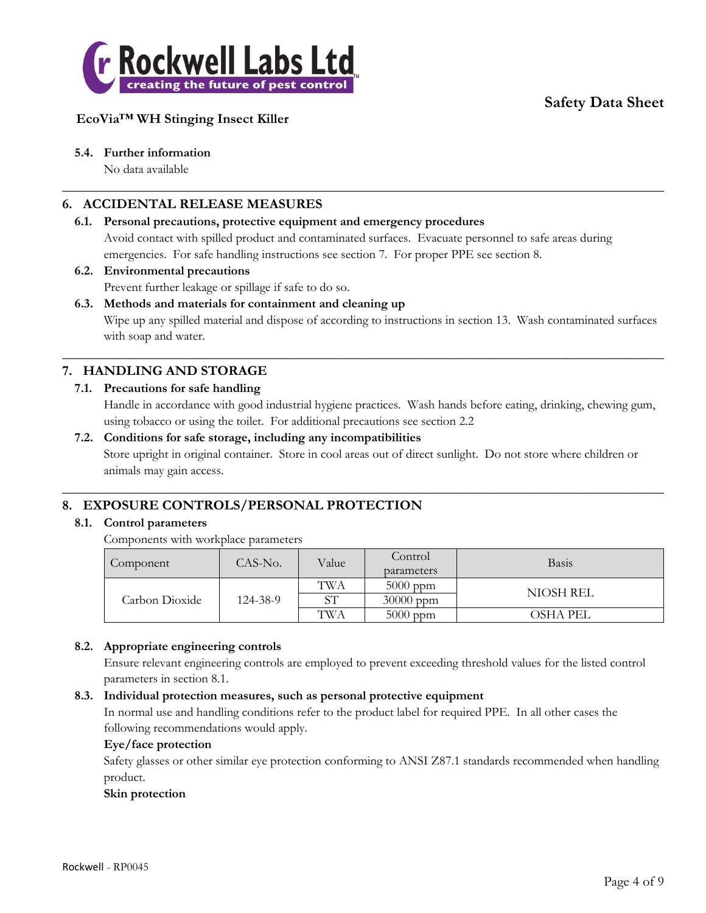### 5.4. Further information

No data available

## 6. ACCIDENTAL RELEASE MEASURES

### 6.1. Personal precautions, protective equipment and emergency procedures

Avoid contact with spilled product and contaminated surfaces. Evacuate personnel to safe areas during emergencies. For safe handling instructions see section 7. For proper PPE see section 8.

### 6.2. Environmental precautions

Prevent further leakage or spillage if safe to do so.

### 6.3. Methods and materials for containment and cleaning up

Wipe up any spilled material and dispose of according to instructions in section 13. Wash contaminated surfaces with soap and water.

## 7. HANDLING AND STORAGE

### 7.1. Precautions for safe handling

Handle in accordance with good industrial hygiene practices. Wash hands before eating, drinking, chewing gum, using tobacco or using the toilet. For additional precautions see section 2.2

### 7.2. Conditions for safe storage, including any incompatibilities

Store upright in original container. Store in cool areas out of direct sunlight. Do not store where children or animals may gain access.

## 8. EXPOSURE CONTROLS/PERSONAL PROTECTION

### 8.1. Control parameters

Components with workplace parameters

| Component | CAS-No. | Value | Control parameters | Basis |
|---|---|---|---|---|
| Carbon Dioxide | 124-38-9 | TWA | 5000 ppm | NIOSH REL |
| | | ST | 30000 ppm | |
| | | TWA | 5000 ppm | OSHA PEL |

### 8.2. Appropriate engineering controls

Ensure relevant engineering controls are employed to prevent exceeding threshold values for the listed control parameters in section 8.1.

### 8.3. Individual protection measures, such as personal protective equipment

In normal use and handling conditions refer to the product label for required PPE. In all other cases the following recommendations would apply.

**Eye/face protection**

Safety glasses or other similar eye protection conforming to ANSI Z87.1 standards recommended when handling product.

**Skin protection**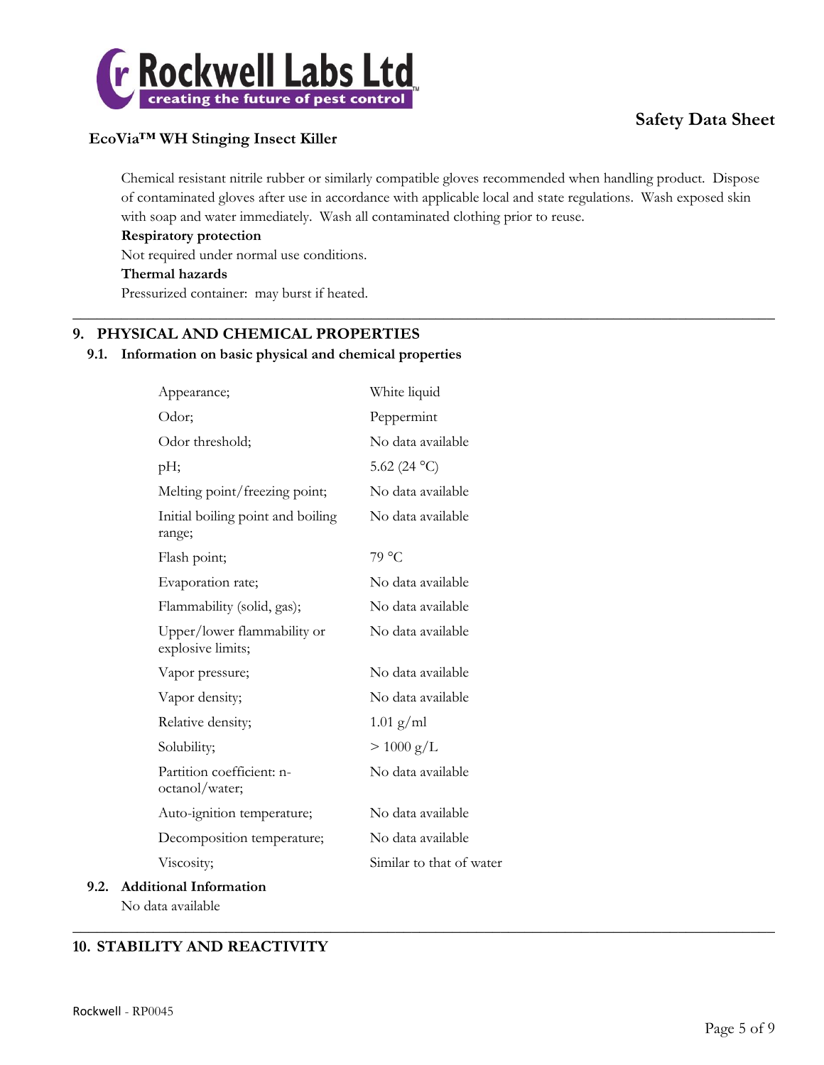Chemical resistant nitrile rubber or similarly compatible gloves recommended when handling product. Dispose of contaminated gloves after use in accordance with applicable local and state regulations. Wash exposed skin with soap and water immediately. Wash all contaminated clothing prior to reuse.

**Respiratory protection**

Not required under normal use conditions.

**Thermal hazards**

Pressurized container: may burst if heated.

## 9. PHYSICAL AND CHEMICAL PROPERTIES

### 9.1. Information on basic physical and chemical properties

| Property | Value |
|---|---|
| Appearance; | White liquid |
| Odor; | Peppermint |
| Odor threshold; | No data available |
| pH; | 5.62 (24 °C) |
| Melting point/freezing point; | No data available |
| Initial boiling point and boiling range; | No data available |
| Flash point; | 79 °C |
| Evaporation rate; | No data available |
| Flammability (solid, gas); | No data available |
| Upper/lower flammability or explosive limits; | No data available |
| Vapor pressure; | No data available |
| Vapor density; | No data available |
| Relative density; | 1.01 g/ml |
| Solubility; | > 1000 g/L |
| Partition coefficient: n-octanol/water; | No data available |
| Auto-ignition temperature; | No data available |
| Decomposition temperature; | No data available |
| Viscosity; | Similar to that of water |

### 9.2. Additional Information

No data available

## 10. STABILITY AND REACTIVITY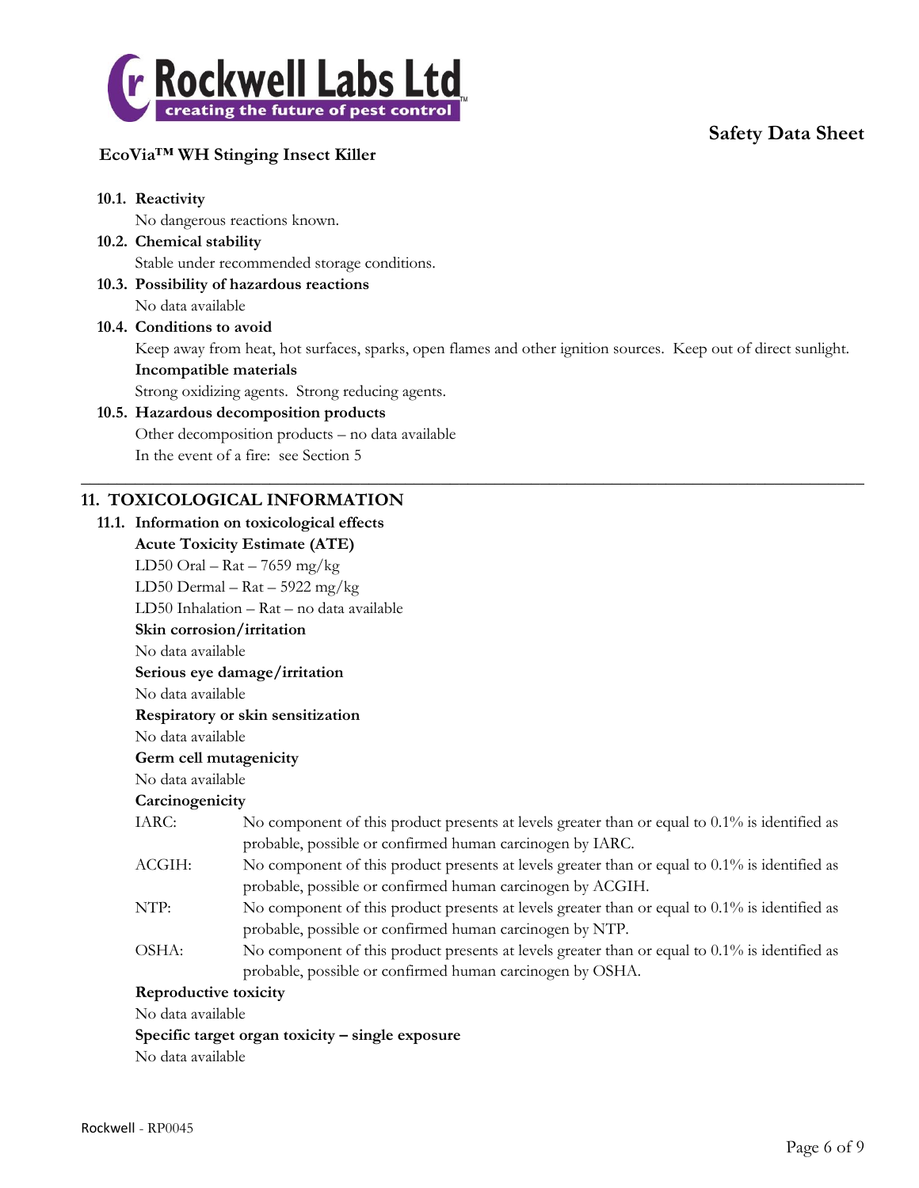#### 10.1. Reactivity

No dangerous reactions known.

#### 10.2. Chemical stability

Stable under recommended storage conditions.

#### 10.3. Possibility of hazardous reactions

No data available

#### 10.4. Conditions to avoid

Keep away from heat, hot surfaces, sparks, open flames and other ignition sources. Keep out of direct sunlight.

**Incompatible materials**

Strong oxidizing agents. Strong reducing agents.

#### 10.5. Hazardous decomposition products

Other decomposition products – no data available

In the event of a fire: see Section 5

---

## 11. TOXICOLOGICAL INFORMATION

### 11.1. Information on toxicological effects

**Acute Toxicity Estimate (ATE)**

LD50 Oral – Rat – 7659 mg/kg

LD50 Dermal – Rat – 5922 mg/kg

LD50 Inhalation – Rat – no data available

**Skin corrosion/irritation**

No data available

**Serious eye damage/irritation**

No data available

**Respiratory or skin sensitization**

No data available

**Germ cell mutagenicity**

No data available

**Carcinogenicity**

IARC: No component of this product presents at levels greater than or equal to 0.1% is identified as probable, possible or confirmed human carcinogen by IARC.

ACGIH: No component of this product presents at levels greater than or equal to 0.1% is identified as probable, possible or confirmed human carcinogen by ACGIH.

NTP: No component of this product presents at levels greater than or equal to 0.1% is identified as probable, possible or confirmed human carcinogen by NTP.

OSHA: No component of this product presents at levels greater than or equal to 0.1% is identified as probable, possible or confirmed human carcinogen by OSHA.

**Reproductive toxicity**

No data available

**Specific target organ toxicity – single exposure**

No data available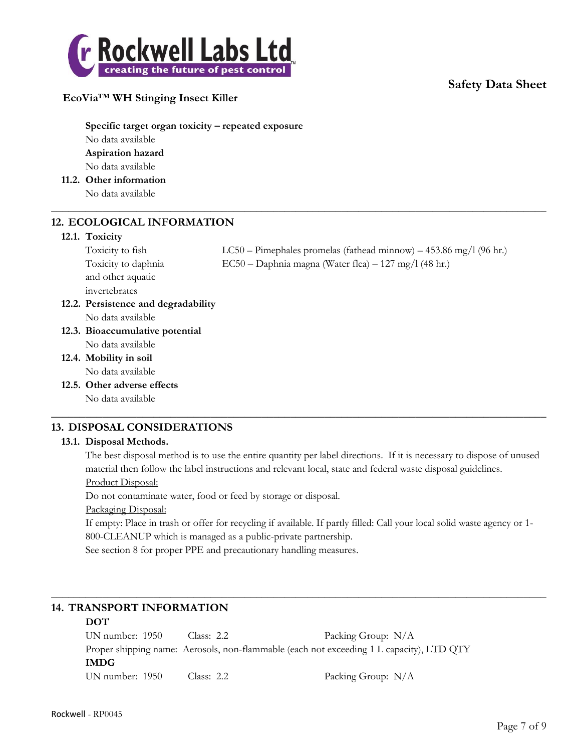**Specific target organ toxicity – repeated exposure**

No data available

**Aspiration hazard**

No data available

**11.2. Other information**

No data available

## 12. ECOLOGICAL INFORMATION

### 12.1. Toxicity

| | |
|---|---|
| Toxicity to fish | LC50 – Pimephales promelas (fathead minnow) – 453.86 mg/l (96 hr.) |
| Toxicity to daphnia and other aquatic invertebrates | EC50 – Daphnia magna (Water flea) – 127 mg/l (48 hr.) |

### 12.2. Persistence and degradability

No data available

### 12.3. Bioaccumulative potential

No data available

### 12.4. Mobility in soil

No data available

### 12.5. Other adverse effects

No data available

## 13. DISPOSAL CONSIDERATIONS

### 13.1. Disposal Methods.

The best disposal method is to use the entire quantity per label directions. If it is necessary to dispose of unused material then follow the label instructions and relevant local, state and federal waste disposal guidelines.

Product Disposal:

Do not contaminate water, food or feed by storage or disposal.

Packaging Disposal:

If empty: Place in trash or offer for recycling if available. If partly filled: Call your local solid waste agency or 1-800-CLEANUP which is managed as a public-private partnership.

See section 8 for proper PPE and precautionary handling measures.

## 14. TRANSPORT INFORMATION

**DOT**

UN number: 1950 Class: 2.2 Packing Group: N/A

Proper shipping name: Aerosols, non-flammable (each not exceeding 1 L capacity), LTD QTY

**IMDG**

UN number: 1950 Class: 2.2 Packing Group: N/A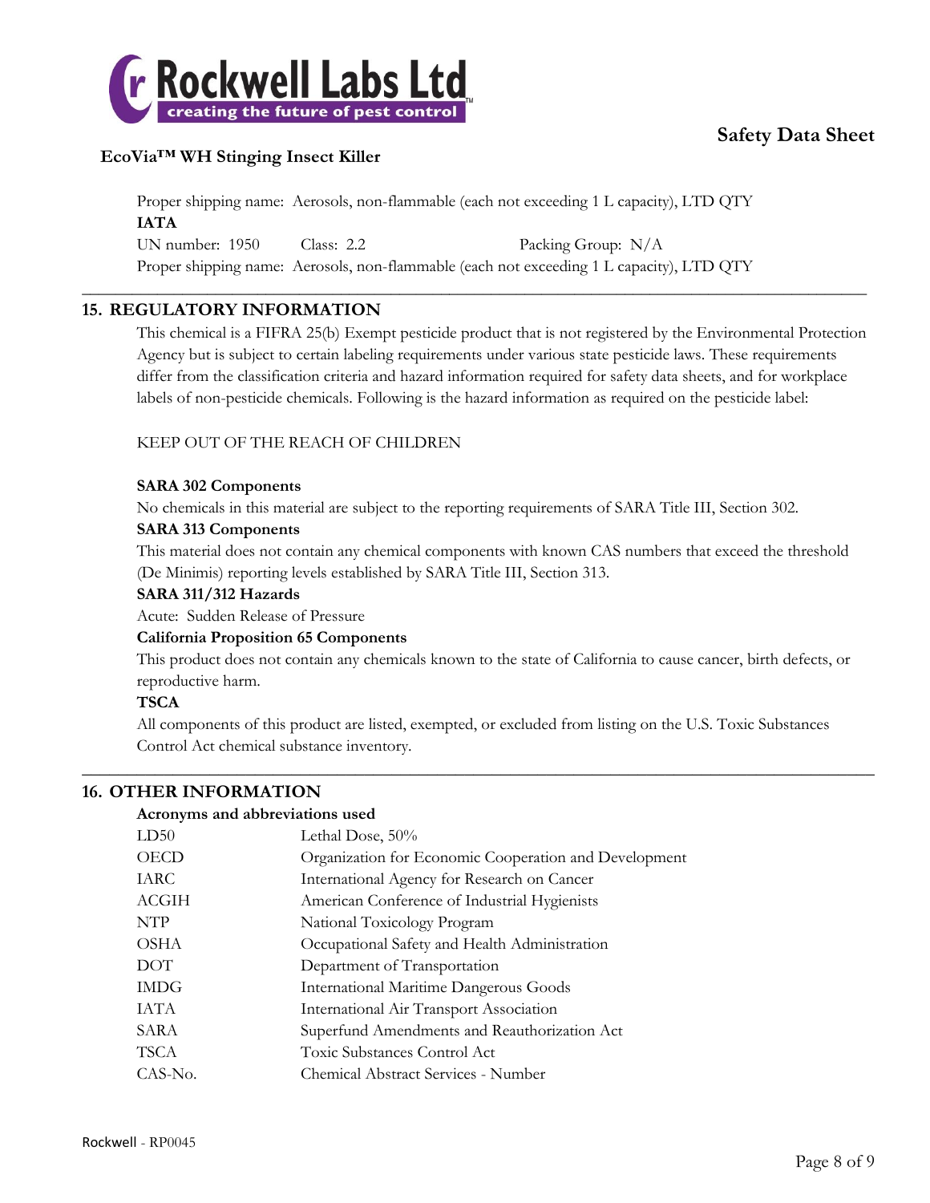Proper shipping name: Aerosols, non-flammable (each not exceeding 1 L capacity), LTD QTY

**IATA**

UN number: 1950 Class: 2.2 Packing Group: N/A

Proper shipping name: Aerosols, non-flammable (each not exceeding 1 L capacity), LTD QTY

## 15. REGULATORY INFORMATION

This chemical is a FIFRA 25(b) Exempt pesticide product that is not registered by the Environmental Protection Agency but is subject to certain labeling requirements under various state pesticide laws. These requirements differ from the classification criteria and hazard information required for safety data sheets, and for workplace labels of non-pesticide chemicals. Following is the hazard information as required on the pesticide label:

KEEP OUT OF THE REACH OF CHILDREN

**SARA 302 Components**

No chemicals in this material are subject to the reporting requirements of SARA Title III, Section 302.

**SARA 313 Components**

This material does not contain any chemical components with known CAS numbers that exceed the threshold (De Minimis) reporting levels established by SARA Title III, Section 313.

**SARA 311/312 Hazards**

Acute: Sudden Release of Pressure

**California Proposition 65 Components**

This product does not contain any chemicals known to the state of California to cause cancer, birth defects, or reproductive harm.

**TSCA**

All components of this product are listed, exempted, or excluded from listing on the U.S. Toxic Substances Control Act chemical substance inventory.

## 16. OTHER INFORMATION

**Acronyms and abbreviations used**

| | |
|---|---|
| LD50 | Lethal Dose, 50% |
| OECD | Organization for Economic Cooperation and Development |
| IARC | International Agency for Research on Cancer |
| ACGIH | American Conference of Industrial Hygienists |
| NTP | National Toxicology Program |
| OSHA | Occupational Safety and Health Administration |
| DOT | Department of Transportation |
| IMDG | International Maritime Dangerous Goods |
| IATA | International Air Transport Association |
| SARA | Superfund Amendments and Reauthorization Act |
| TSCA | Toxic Substances Control Act |
| CAS-No. | Chemical Abstract Services - Number |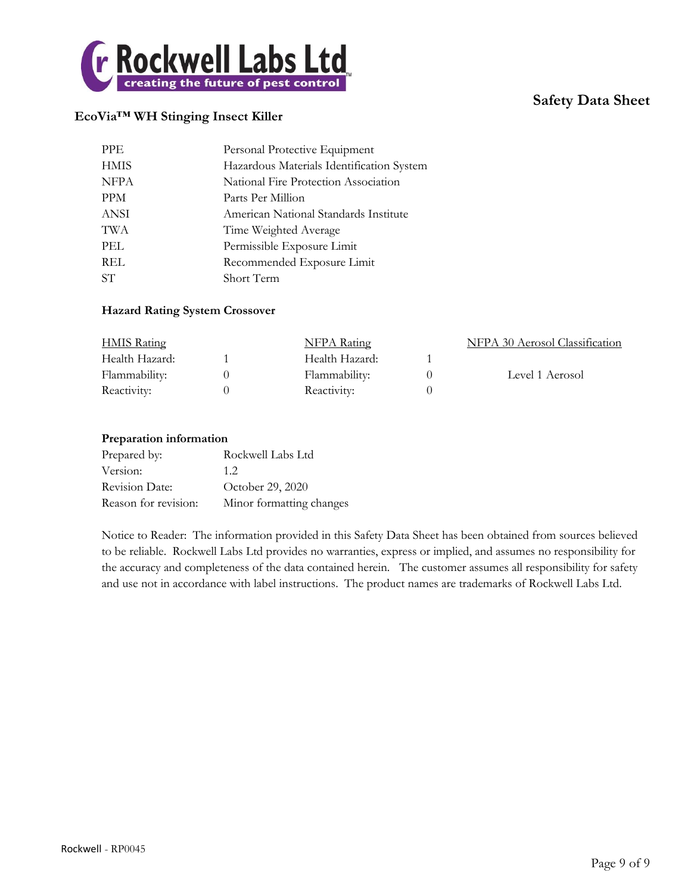| | |
|---|---|
| PPE | Personal Protective Equipment |
| HMIS | Hazardous Materials Identification System |
| NFPA | National Fire Protection Association |
| PPM | Parts Per Million |
| ANSI | American National Standards Institute |
| TWA | Time Weighted Average |
| PEL | Permissible Exposure Limit |
| REL | Recommended Exposure Limit |
| ST | Short Term |

**Hazard Rating System Crossover**

| HMIS Rating | | NFPA Rating | | NFPA 30 Aerosol Classification |
|---|---|---|---|---|
| Health Hazard: | 1 | Health Hazard: | 1 | |
| Flammability: | 0 | Flammability: | 0 | Level 1 Aerosol |
| Reactivity: | 0 | Reactivity: | 0 | |

**Preparation information**

| | |
|---|---|
| Prepared by: | Rockwell Labs Ltd |
| Version: | 1.2 |
| Revision Date: | October 29, 2020 |
| Reason for revision: | Minor formatting changes |

Notice to Reader: The information provided in this Safety Data Sheet has been obtained from sources believed to be reliable. Rockwell Labs Ltd provides no warranties, express or implied, and assumes no responsibility for the accuracy and completeness of the data contained herein. The customer assumes all responsibility for safety and use not in accordance with label instructions. The product names are trademarks of Rockwell Labs Ltd.